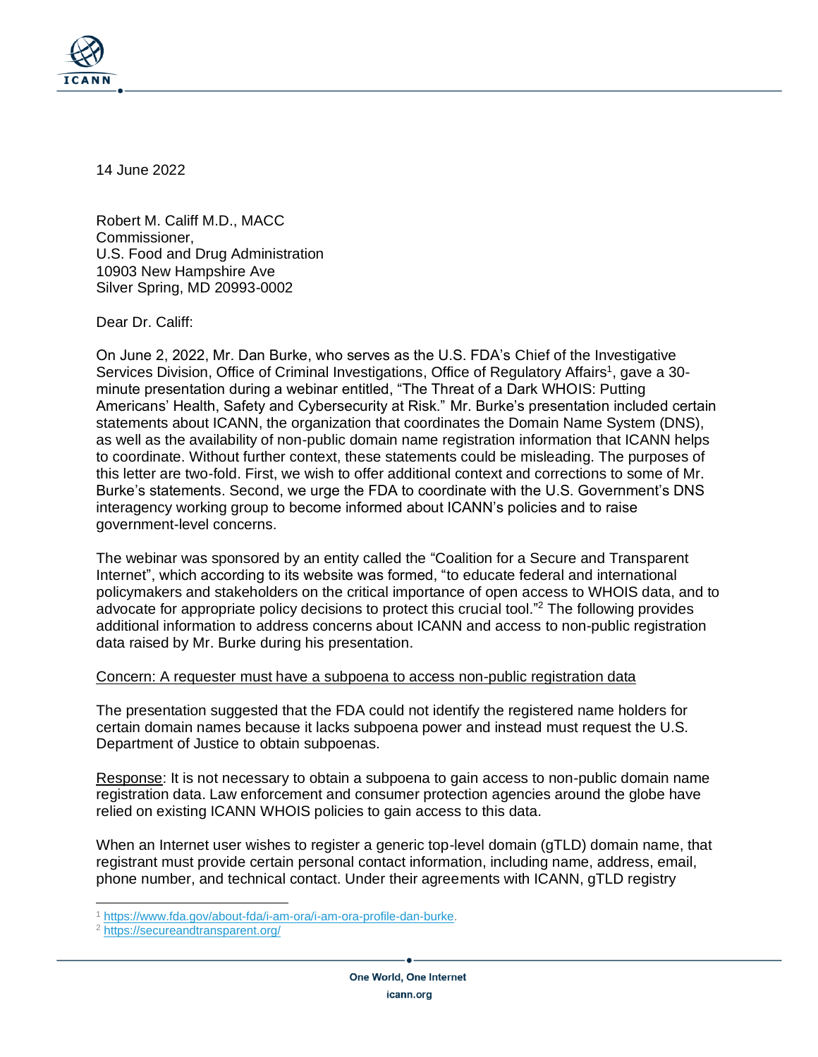14 June 2022

Robert M. Califf M.D., MACC
Commissioner,
U.S. Food and Drug Administration
10903 New Hampshire Ave
Silver Spring, MD 20993-0002

Dear Dr. Califf:

On June 2, 2022, Mr. Dan Burke, who serves as the U.S. FDA's Chief of the Investigative Services Division, Office of Criminal Investigations, Office of Regulatory Affairs[1], gave a 30-minute presentation during a webinar entitled, "The Threat of a Dark WHOIS: Putting Americans' Health, Safety and Cybersecurity at Risk." Mr. Burke's presentation included certain statements about ICANN, the organization that coordinates the Domain Name System (DNS), as well as the availability of non-public domain name registration information that ICANN helps to coordinate. Without further context, these statements could be misleading. The purposes of this letter are two-fold. First, we wish to offer additional context and corrections to some of Mr. Burke's statements. Second, we urge the FDA to coordinate with the U.S. Government's DNS interagency working group to become informed about ICANN's policies and to raise government-level concerns.

The webinar was sponsored by an entity called the "Coalition for a Secure and Transparent Internet", which according to its website was formed, "to educate federal and international policymakers and stakeholders on the critical importance of open access to WHOIS data, and to advocate for appropriate policy decisions to protect this crucial tool."[2] The following provides additional information to address concerns about ICANN and access to non-public registration data raised by Mr. Burke during his presentation.

<u>Concern: A requester must have a subpoena to access non-public registration data</u>

The presentation suggested that the FDA could not identify the registered name holders for certain domain names because it lacks subpoena power and instead must request the U.S. Department of Justice to obtain subpoenas.

<u>Response</u>: It is not necessary to obtain a subpoena to gain access to non-public domain name registration data. Law enforcement and consumer protection agencies around the globe have relied on existing ICANN WHOIS policies to gain access to this data.

When an Internet user wishes to register a generic top-level domain (gTLD) domain name, that registrant must provide certain personal contact information, including name, address, email, phone number, and technical contact. Under their agreements with ICANN, gTLD registry

---

[1] https://www.fda.gov/about-fda/i-am-ora/i-am-ora-profile-dan-burke.

[2] https://secureandtransparent.org/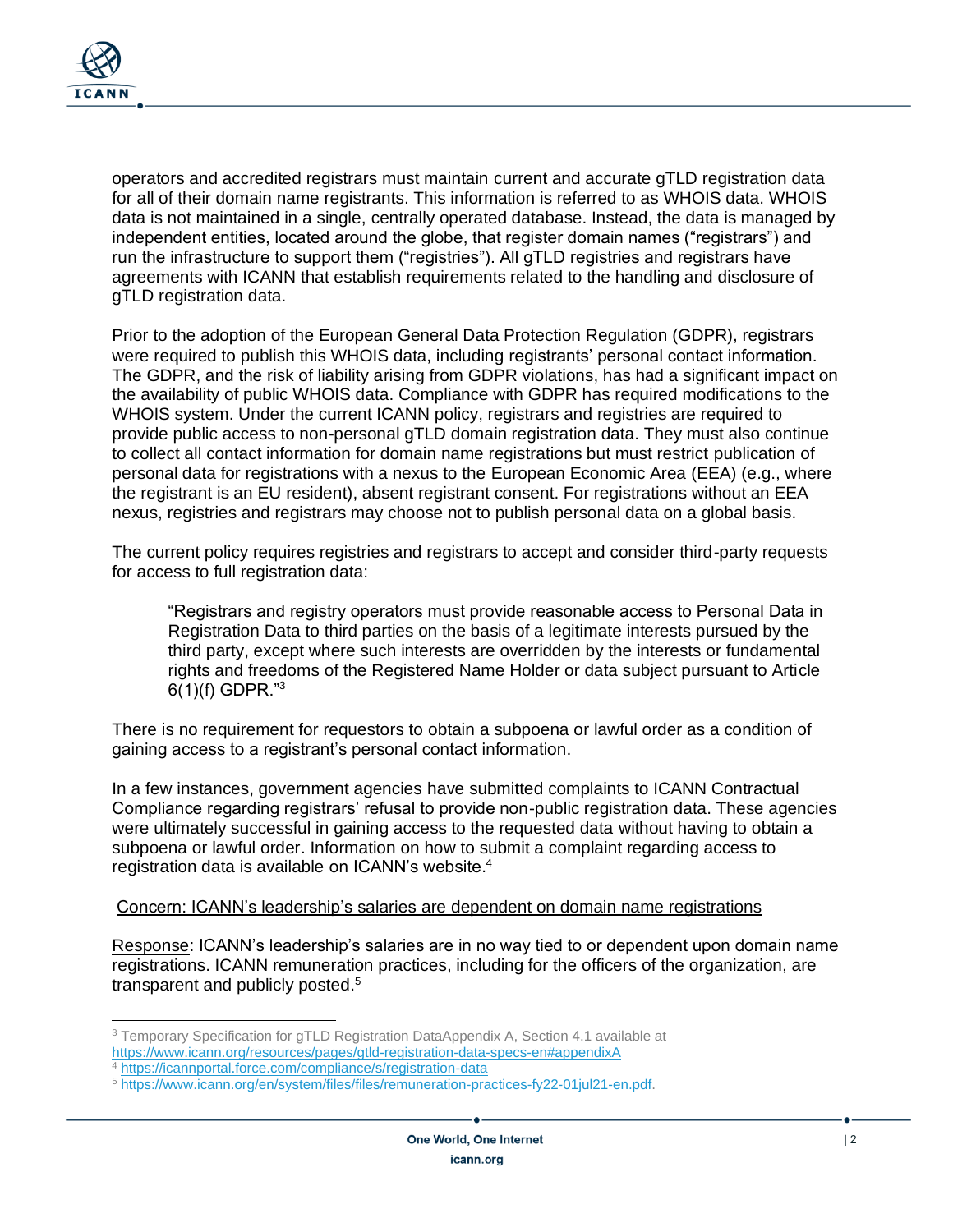operators and accredited registrars must maintain current and accurate gTLD registration data for all of their domain name registrants. This information is referred to as WHOIS data. WHOIS data is not maintained in a single, centrally operated database. Instead, the data is managed by independent entities, located around the globe, that register domain names ("registrars") and run the infrastructure to support them ("registries"). All gTLD registries and registrars have agreements with ICANN that establish requirements related to the handling and disclosure of gTLD registration data.

Prior to the adoption of the European General Data Protection Regulation (GDPR), registrars were required to publish this WHOIS data, including registrants' personal contact information. The GDPR, and the risk of liability arising from GDPR violations, has had a significant impact on the availability of public WHOIS data. Compliance with GDPR has required modifications to the WHOIS system. Under the current ICANN policy, registrars and registries are required to provide public access to non-personal gTLD domain registration data. They must also continue to collect all contact information for domain name registrations but must restrict publication of personal data for registrations with a nexus to the European Economic Area (EEA) (e.g., where the registrant is an EU resident), absent registrant consent. For registrations without an EEA nexus, registries and registrars may choose not to publish personal data on a global basis.

The current policy requires registries and registrars to accept and consider third-party requests for access to full registration data:

> "Registrars and registry operators must provide reasonable access to Personal Data in Registration Data to third parties on the basis of a legitimate interests pursued by the third party, except where such interests are overridden by the interests or fundamental rights and freedoms of the Registered Name Holder or data subject pursuant to Article 6(1)(f) GDPR."[3]

There is no requirement for requestors to obtain a subpoena or lawful order as a condition of gaining access to a registrant's personal contact information.

In a few instances, government agencies have submitted complaints to ICANN Contractual Compliance regarding registrars' refusal to provide non-public registration data. These agencies were ultimately successful in gaining access to the requested data without having to obtain a subpoena or lawful order. Information on how to submit a complaint regarding access to registration data is available on ICANN's website.[4]

Concern: ICANN's leadership's salaries are dependent on domain name registrations

Response: ICANN's leadership's salaries are in no way tied to or dependent upon domain name registrations. ICANN remuneration practices, including for the officers of the organization, are transparent and publicly posted.[5]

---

[3] Temporary Specification for gTLD Registration DataAppendix A, Section 4.1 available at https://www.icann.org/resources/pages/gtld-registration-data-specs-en#appendixA

[4] https://icannportal.force.com/compliance/s/registration-data

[5] https://www.icann.org/en/system/files/files/remuneration-practices-fy22-01jul21-en.pdf.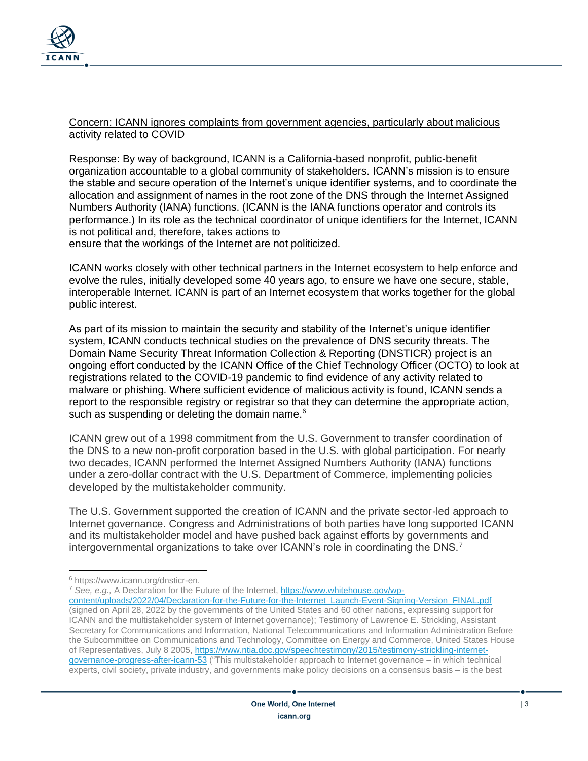<u>Concern: ICANN ignores complaints from government agencies, particularly about malicious activity related to COVID</u>

<u>Response</u>: By way of background, ICANN is a California-based nonprofit, public-benefit organization accountable to a global community of stakeholders. ICANN's mission is to ensure the stable and secure operation of the Internet's unique identifier systems, and to coordinate the allocation and assignment of names in the root zone of the DNS through the Internet Assigned Numbers Authority (IANA) functions. (ICANN is the IANA functions operator and controls its performance.) In its role as the technical coordinator of unique identifiers for the Internet, ICANN is not political and, therefore, takes actions to ensure that the workings of the Internet are not politicized.

ICANN works closely with other technical partners in the Internet ecosystem to help enforce and evolve the rules, initially developed some 40 years ago, to ensure we have one secure, stable, interoperable Internet. ICANN is part of an Internet ecosystem that works together for the global public interest.

As part of its mission to maintain the security and stability of the Internet's unique identifier system, ICANN conducts technical studies on the prevalence of DNS security threats. The Domain Name Security Threat Information Collection & Reporting (DNSTICR) project is an ongoing effort conducted by the ICANN Office of the Chief Technology Officer (OCTO) to look at registrations related to the COVID-19 pandemic to find evidence of any activity related to malware or phishing. Where sufficient evidence of malicious activity is found, ICANN sends a report to the responsible registry or registrar so that they can determine the appropriate action, such as suspending or deleting the domain name.[6]

ICANN grew out of a 1998 commitment from the U.S. Government to transfer coordination of the DNS to a new non-profit corporation based in the U.S. with global participation. For nearly two decades, ICANN performed the Internet Assigned Numbers Authority (IANA) functions under a zero-dollar contract with the U.S. Department of Commerce, implementing policies developed by the multistakeholder community.

The U.S. Government supported the creation of ICANN and the private sector-led approach to Internet governance. Congress and Administrations of both parties have long supported ICANN and its multistakeholder model and have pushed back against efforts by governments and intergovernmental organizations to take over ICANN's role in coordinating the DNS.[7]

---

[6] https://www.icann.org/dnsticr-en.

[7] *See, e.g.,* A Declaration for the Future of the Internet, https://www.whitehouse.gov/wp-content/uploads/2022/04/Declaration-for-the-Future-for-the-Internet_Launch-Event-Signing-Version_FINAL.pdf (signed on April 28, 2022 by the governments of the United States and 60 other nations, expressing support for ICANN and the multistakeholder system of Internet governance); Testimony of Lawrence E. Strickling, Assistant Secretary for Communications and Information, National Telecommunications and Information Administration Before the Subcommittee on Communications and Technology, Committee on Energy and Commerce, United States House of Representatives, July 8 2005, https://www.ntia.doc.gov/speechtestimony/2015/testimony-strickling-internet-governance-progress-after-icann-53 ("This multistakeholder approach to Internet governance – in which technical experts, civil society, private industry, and governments make policy decisions on a consensus basis – is the best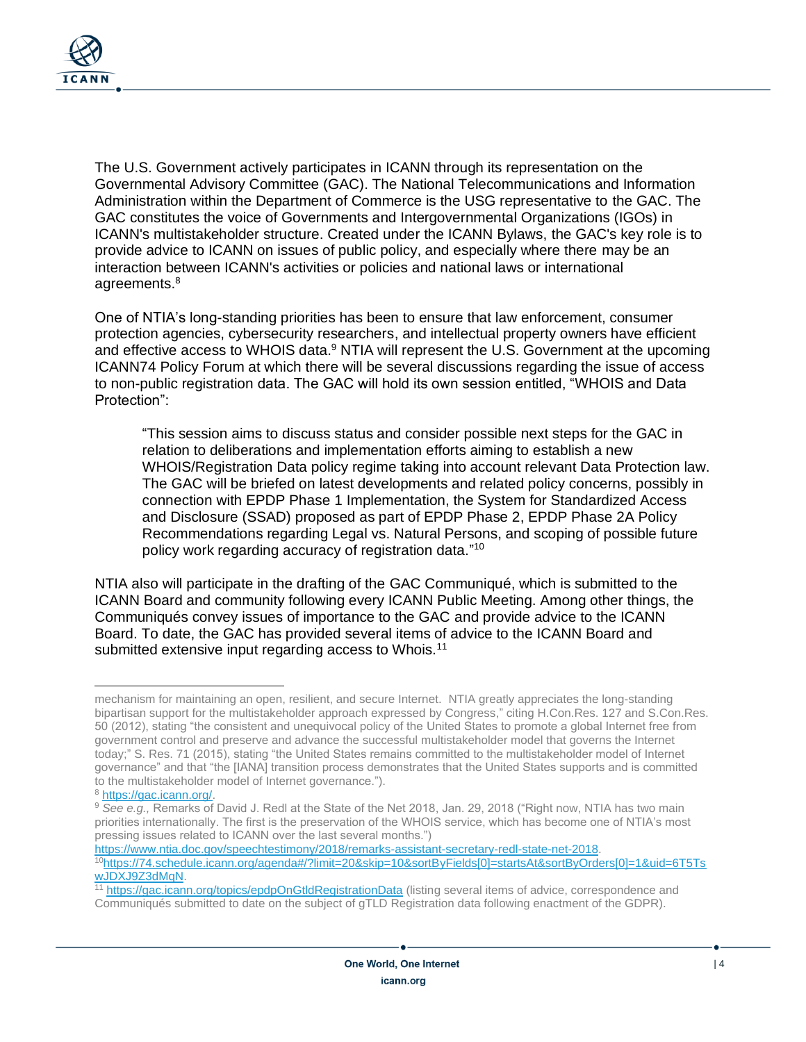The U.S. Government actively participates in ICANN through its representation on the Governmental Advisory Committee (GAC). The National Telecommunications and Information Administration within the Department of Commerce is the USG representative to the GAC. The GAC constitutes the voice of Governments and Intergovernmental Organizations (IGOs) in ICANN's multistakeholder structure. Created under the ICANN Bylaws, the GAC's key role is to provide advice to ICANN on issues of public policy, and especially where there may be an interaction between ICANN's activities or policies and national laws or international agreements.[8]

One of NTIA's long-standing priorities has been to ensure that law enforcement, consumer protection agencies, cybersecurity researchers, and intellectual property owners have efficient and effective access to WHOIS data.[9] NTIA will represent the U.S. Government at the upcoming ICANN74 Policy Forum at which there will be several discussions regarding the issue of access to non-public registration data. The GAC will hold its own session entitled, "WHOIS and Data Protection":

> "This session aims to discuss status and consider possible next steps for the GAC in relation to deliberations and implementation efforts aiming to establish a new WHOIS/Registration Data policy regime taking into account relevant Data Protection law. The GAC will be briefed on latest developments and related policy concerns, possibly in connection with EPDP Phase 1 Implementation, the System for Standardized Access and Disclosure (SSAD) proposed as part of EPDP Phase 2, EPDP Phase 2A Policy Recommendations regarding Legal vs. Natural Persons, and scoping of possible future policy work regarding accuracy of registration data."[10]

NTIA also will participate in the drafting of the GAC Communiqué, which is submitted to the ICANN Board and community following every ICANN Public Meeting. Among other things, the Communiqués convey issues of importance to the GAC and provide advice to the ICANN Board. To date, the GAC has provided several items of advice to the ICANN Board and submitted extensive input regarding access to Whois.[11]

---

mechanism for maintaining an open, resilient, and secure Internet. NTIA greatly appreciates the long-standing bipartisan support for the multistakeholder approach expressed by Congress," citing H.Con.Res. 127 and S.Con.Res. 50 (2012), stating "the consistent and unequivocal policy of the United States to promote a global Internet free from government control and preserve and advance the successful multistakeholder model that governs the Internet today;" S. Res. 71 (2015), stating "the United States remains committed to the multistakeholder model of Internet governance" and that "the [IANA] transition process demonstrates that the United States supports and is committed to the multistakeholder model of Internet governance.").

[8] https://gac.icann.org/.

[9] *See e.g.,* Remarks of David J. Redl at the State of the Net 2018, Jan. 29, 2018 ("Right now, NTIA has two main priorities internationally. The first is the preservation of the WHOIS service, which has become one of NTIA's most pressing issues related to ICANN over the last several months.") https://www.ntia.doc.gov/speechtestimony/2018/remarks-assistant-secretary-redl-state-net-2018.

[10] https://74.schedule.icann.org/agenda#/?limit=20&skip=10&sortByFields[0]=startsAt&sortByOrders[0]=1&uid=6T5TswJDXJ9Z3dMqN.

[11] https://gac.icann.org/topics/epdpOnGtldRegistrationData (listing several items of advice, correspondence and Communiqués submitted to date on the subject of gTLD Registration data following enactment of the GDPR).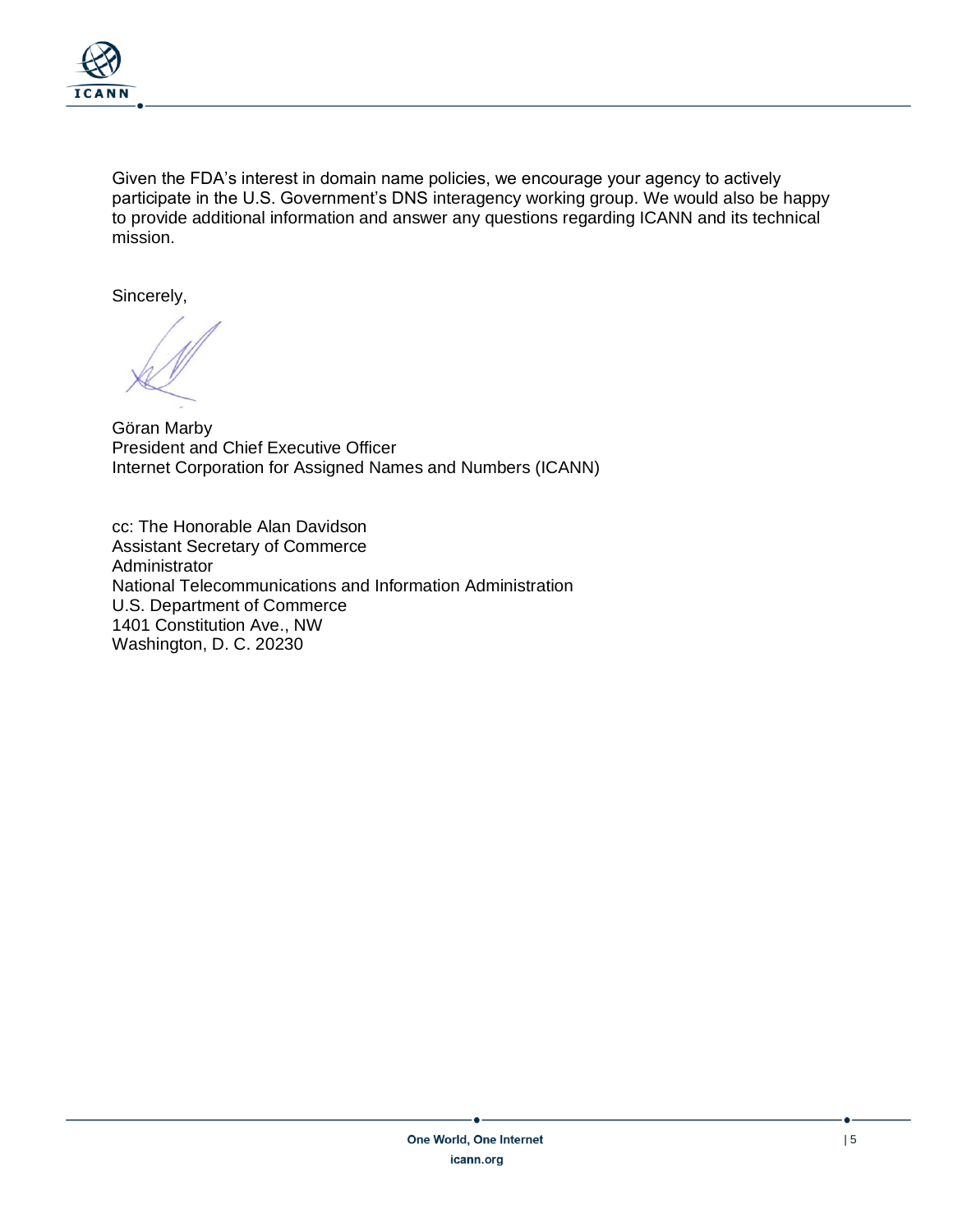Given the FDA's interest in domain name policies, we encourage your agency to actively participate in the U.S. Government's DNS interagency working group. We would also be happy to provide additional information and answer any questions regarding ICANN and its technical mission.

Sincerely,

Göran Marby
President and Chief Executive Officer
Internet Corporation for Assigned Names and Numbers (ICANN)

cc: The Honorable Alan Davidson
Assistant Secretary of Commerce
Administrator
National Telecommunications and Information Administration
U.S. Department of Commerce
1401 Constitution Ave., NW
Washington, D. C. 20230